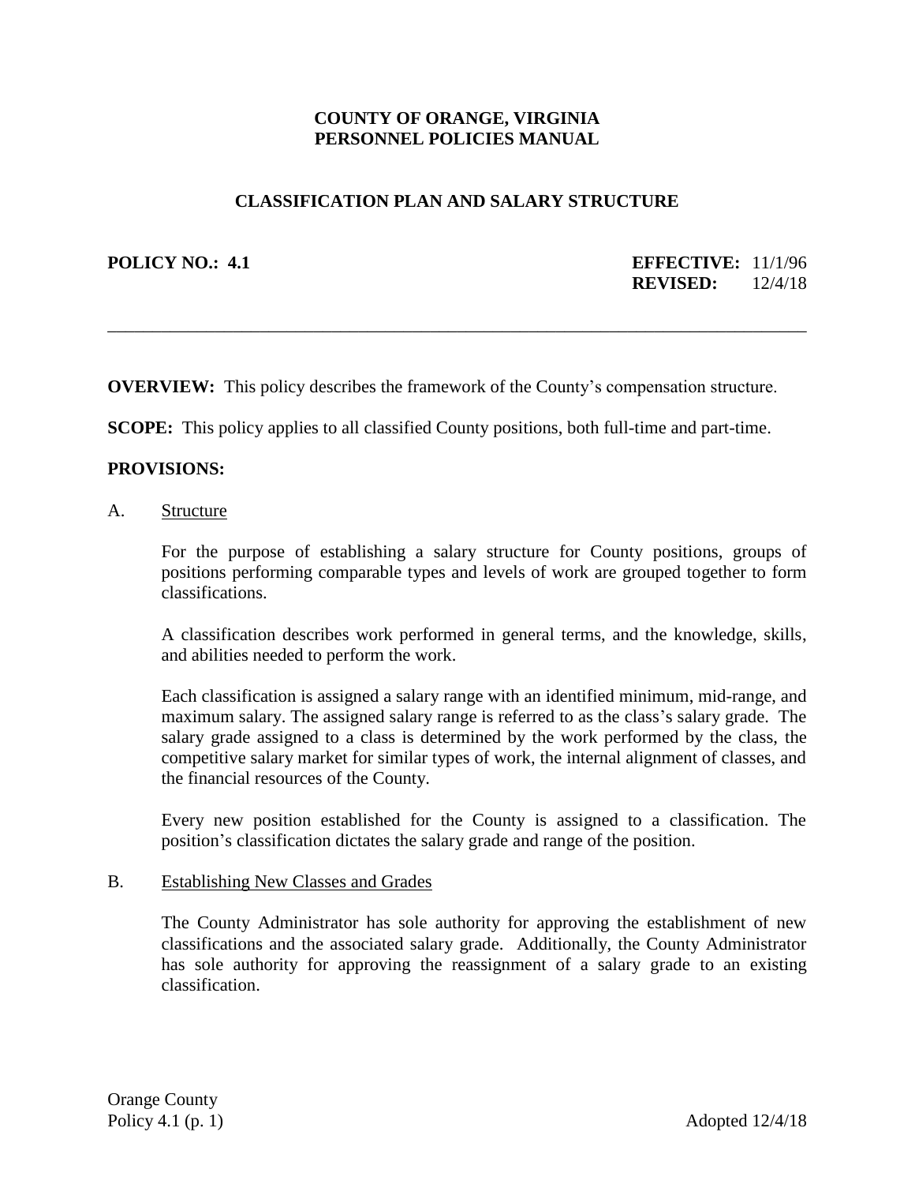# COUNTY OF ORANGE, VIRGINIA
# PERSONNEL POLICIES MANUAL

## CLASSIFICATION PLAN AND SALARY STRUCTURE

**POLICY NO.: 4.1**

**EFFECTIVE:** 11/1/96
**REVISED:** 12/4/18

---

**OVERVIEW:** This policy describes the framework of the County's compensation structure.

**SCOPE:** This policy applies to all classified County positions, both full-time and part-time.

**PROVISIONS:**

A. Structure

For the purpose of establishing a salary structure for County positions, groups of positions performing comparable types and levels of work are grouped together to form classifications.

A classification describes work performed in general terms, and the knowledge, skills, and abilities needed to perform the work.

Each classification is assigned a salary range with an identified minimum, mid-range, and maximum salary. The assigned salary range is referred to as the class's salary grade. The salary grade assigned to a class is determined by the work performed by the class, the competitive salary market for similar types of work, the internal alignment of classes, and the financial resources of the County.

Every new position established for the County is assigned to a classification. The position's classification dictates the salary grade and range of the position.

B. Establishing New Classes and Grades

The County Administrator has sole authority for approving the establishment of new classifications and the associated salary grade. Additionally, the County Administrator has sole authority for approving the reassignment of a salary grade to an existing classification.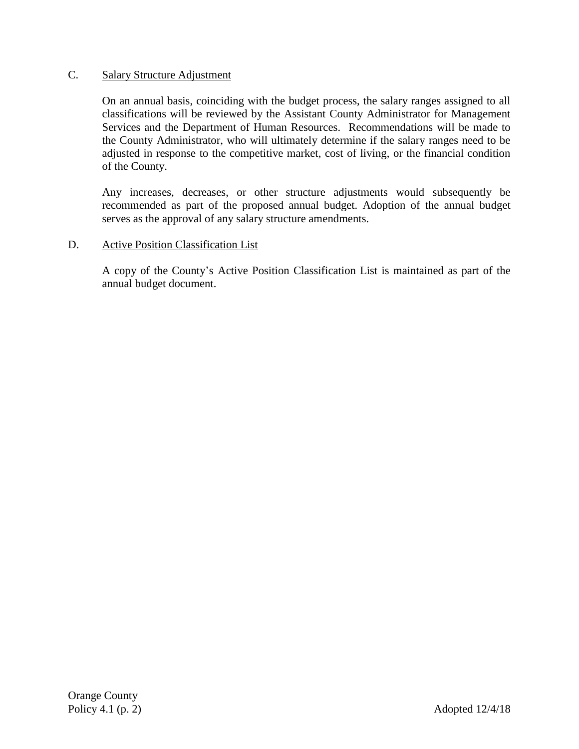C. Salary Structure Adjustment

On an annual basis, coinciding with the budget process, the salary ranges assigned to all classifications will be reviewed by the Assistant County Administrator for Management Services and the Department of Human Resources. Recommendations will be made to the County Administrator, who will ultimately determine if the salary ranges need to be adjusted in response to the competitive market, cost of living, or the financial condition of the County.

Any increases, decreases, or other structure adjustments would subsequently be recommended as part of the proposed annual budget. Adoption of the annual budget serves as the approval of any salary structure amendments.

D. Active Position Classification List

A copy of the County's Active Position Classification List is maintained as part of the annual budget document.